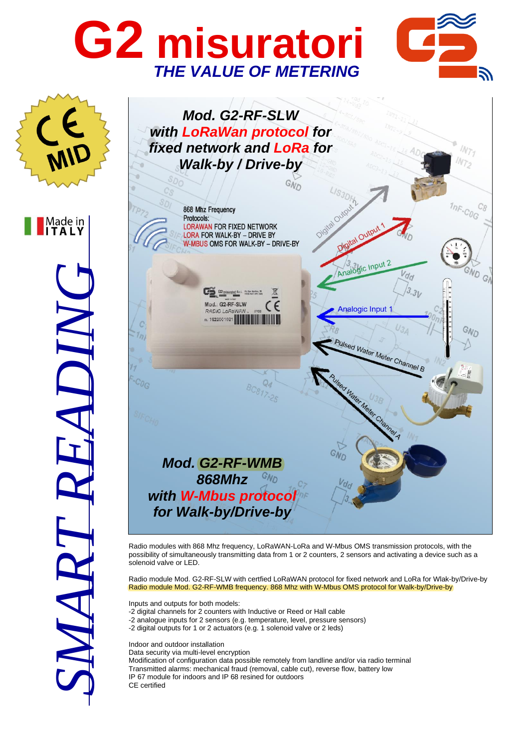# G2 misuratori

*THE VALUE OF METERING*

CE MID

Made in ITALY

SMART READING

***Mod. G2-RF-SLW with LoRaWan protocol for fixed network and LoRa for Walk-by / Drive-by***

868 Mhz Frequency
Protocols:
LORAWAN FOR FIXED NETWORK
LORA FOR WALK-BY – DRIVE BY
W-MBUS OMS FOR WALK-BY – DRIVE-BY

Digital Output 2
Digital Output 1
Analogic Input 2
Analogic Input 1
Pulsed Water Meter Channel B
Pulsed Water Meter Channel A

***Mod. G2-RF-WMB 868Mhz with W-Mbus protocol for Walk-by/Drive-by***

Radio modules with 868 Mhz frequency, LoRaWAN-LoRa and W-Mbus OMS transmission protocols, with the possibility of simultaneously transmitting data from 1 or 2 counters, 2 sensors and activating a device such as a solenoid valve or LED.

Radio module Mod. G2-RF-SLW with certfied LoRaWAN protocol for fixed network and LoRa for Wlak-by/Drive-by
Radio module Mod. G2-RF-WMB frequency. 868 Mhz with W-Mbus OMS protocol for Walk-by/Drive-by

Inputs and outputs for both models:
- -2 digital channels for 2 counters with Inductive or Reed or Hall cable
- -2 analogue inputs for 2 sensors (e.g. temperature, level, pressure sensors)
- -2 digital outputs for 1 or 2 actuators (e.g. 1 solenoid valve or 2 leds)

Indoor and outdoor installation
Data security via multi-level encryption
Modification of configuration data possible remotely from landline and/or via radio terminal
Transmitted alarms: mechanical fraud (removal, cable cut), reverse flow, battery low
IP 67 module for indoors and IP 68 resined for outdoors
CE certified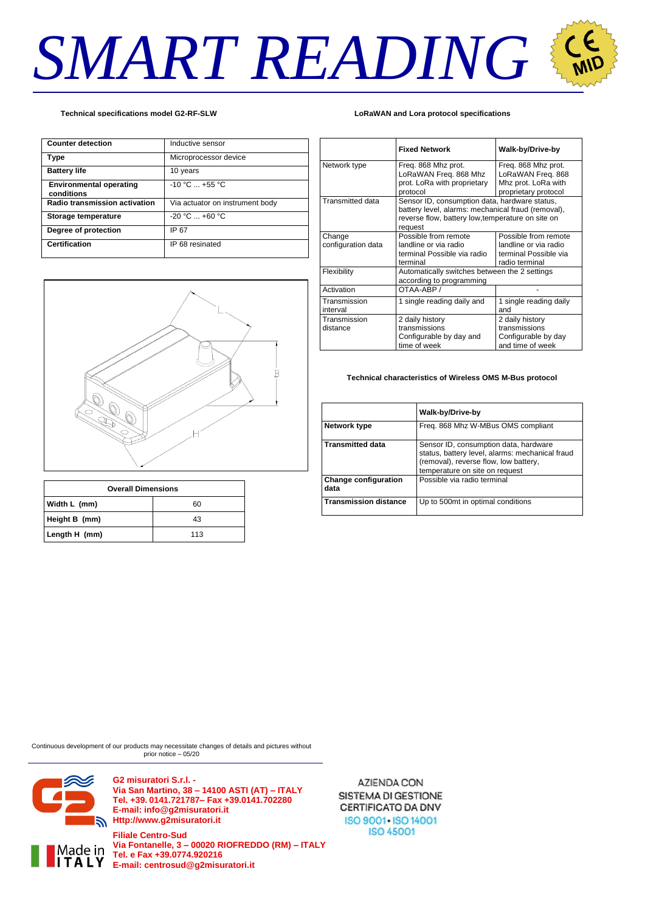# SMART READING

**Technical specifications model G2-RF-SLW**

| | |
|---|---|
| **Counter detection** | Inductive sensor |
| **Type** | Microprocessor device |
| **Battery life** | 10 years |
| **Environmental operating conditions** | -10 °C ... +55 °C |
| **Radio transmission activation** | Via actuator on instrument body |
| **Storage temperature** | -20 °C ... +60 °C |
| **Degree of protection** | IP 67 |
| **Certification** | IP 68 resinated |

L

B

H

| Overall Dimensions | |
|---|---|
| **Width L (mm)** | 60 |
| **Height B (mm)** | 43 |
| **Length H (mm)** | 113 |

**LoRaWAN and Lora protocol specifications**

| | **Fixed Network** | **Walk-by/Drive-by** |
|---|---|---|
| Network type | Freq. 868 Mhz prot. LoRaWAN Freq. 868 Mhz prot. LoRa with proprietary protocol | Freq. 868 Mhz prot. LoRaWAN Freq. 868 Mhz prot. LoRa with proprietary protocol |
| Transmitted data | Sensor ID, consumption data, hardware status, battery level, alarms: mechanical fraud (removal), reverse flow, battery low,temperature on site on request | |
| Change configuration data | Possible from remote landline or via radio terminal Possible via radio terminal | Possible from remote landline or via radio terminal Possible via radio terminal |
| Flexibility | Automatically switches between the 2 settings according to programming | |
| Activation | OTAA-ABP / | - |
| Transmission interval | 1 single reading daily and | 1 single reading daily and |
| Transmission distance | 2 daily history transmissions Configurable by day and time of week | 2 daily history transmissions Configurable by day and time of week |

**Technical characteristics of Wireless OMS M-Bus protocol**

| | **Walk-by/Drive-by** |
|---|---|
| **Network type** | Freq. 868 Mhz W-MBus OMS compliant |
| **Transmitted data** | Sensor ID, consumption data, hardware status, battery level, alarms: mechanical fraud (removal), reverse flow, low battery, temperature on site on request |
| **Change configuration data** | Possible via radio terminal |
| **Transmission distance** | Up to 500mt in optimal conditions |

Continuous development of our products may necessitate changes of details and pictures without prior notice – 05/20

**G2 misuratori S.r.l. -**
**Via San Martino, 38 – 14100 ASTI (AT) – ITALY**
**Tel. +39. 0141.721787– Fax +39.0141.702280**
**E-mail: info@g2misuratori.it**
**Http://www.g2misuratori.it**

**Filiale Centro-Sud**
**Via Fontanelle, 3 – 00020 RIOFREDDO (RM) – ITALY**
**Tel. e Fax +39.0774.920216**
**E-mail: centrosud@g2misuratori.it**

Made in ITALY

AZIENDA CON SISTEMA DI GESTIONE CERTIFICATO DA DNV
ISO 9001 • ISO 14001
ISO 45001